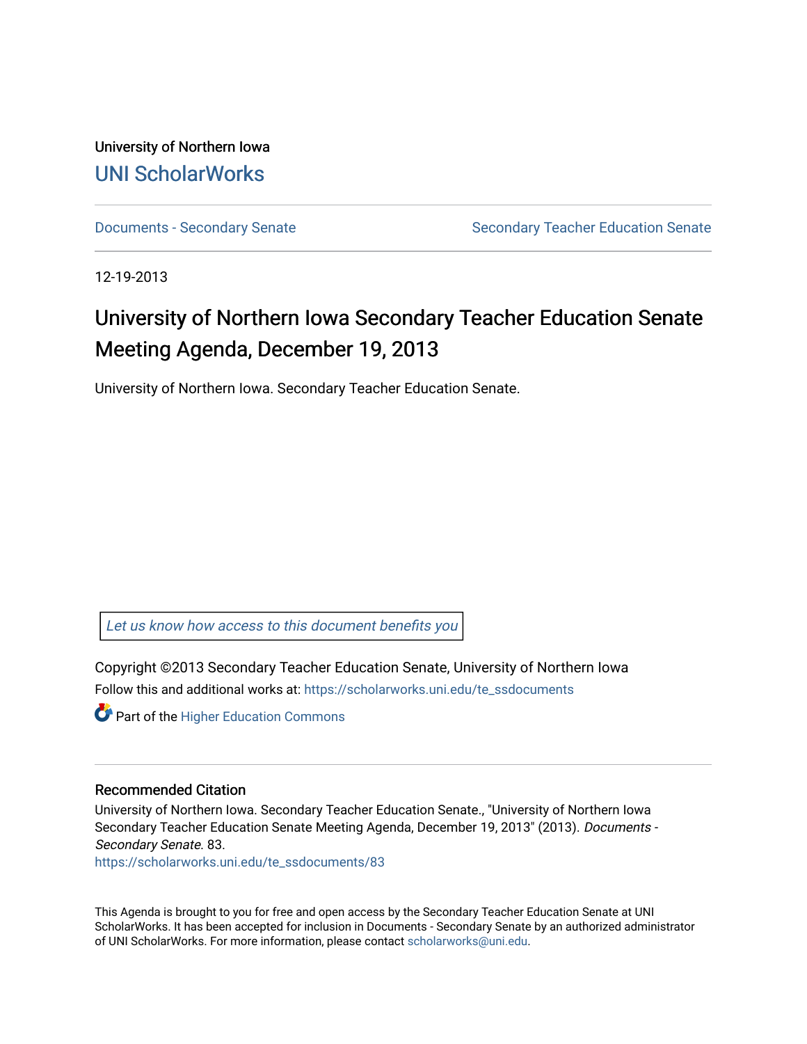University of Northern Iowa

# UNI ScholarWorks

Documents - Secondary Senate | Secondary Teacher Education Senate

12-19-2013

## University of Northern Iowa Secondary Teacher Education Senate Meeting Agenda, December 19, 2013

University of Northern Iowa. Secondary Teacher Education Senate.

Let us know how access to this document benefits you

Copyright ©2013 Secondary Teacher Education Senate, University of Northern Iowa

Follow this and additional works at: https://scholarworks.uni.edu/te_ssdocuments

Part of the Higher Education Commons

### Recommended Citation

University of Northern Iowa. Secondary Teacher Education Senate., "University of Northern Iowa Secondary Teacher Education Senate Meeting Agenda, December 19, 2013" (2013). *Documents - Secondary Senate*. 83.
https://scholarworks.uni.edu/te_ssdocuments/83

This Agenda is brought to you for free and open access by the Secondary Teacher Education Senate at UNI ScholarWorks. It has been accepted for inclusion in Documents - Secondary Senate by an authorized administrator of UNI ScholarWorks. For more information, please contact scholarworks@uni.edu.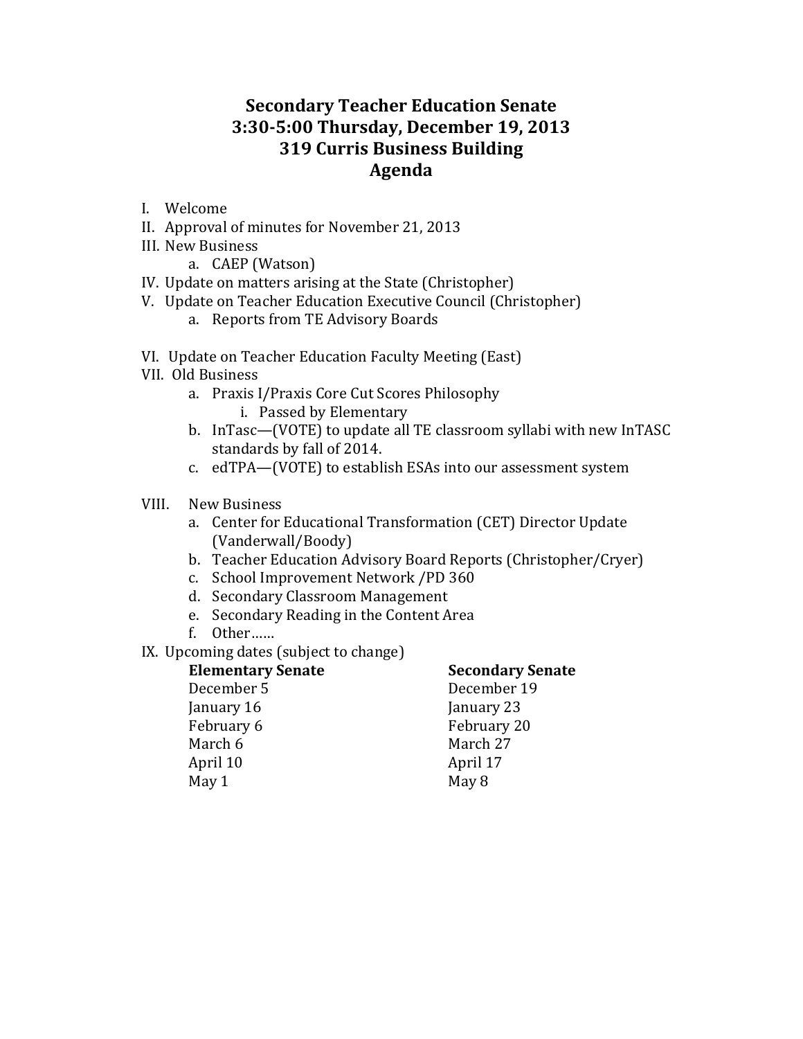# Secondary Teacher Education Senate
# 3:30-5:00 Thursday, December 19, 2013
# 319 Curris Business Building
# Agenda

I. Welcome

II. Approval of minutes for November 21, 2013

III. New Business
   - a. CAEP (Watson)

IV. Update on matters arising at the State (Christopher)

V. Update on Teacher Education Executive Council (Christopher)
   - a. Reports from TE Advisory Boards

VI. Update on Teacher Education Faculty Meeting (East)

VII. Old Business
   - a. Praxis I/Praxis Core Cut Scores Philosophy
     - i. Passed by Elementary
   - b. InTasc—(VOTE) to update all TE classroom syllabi with new InTASC standards by fall of 2014.
   - c. edTPA—(VOTE) to establish ESAs into our assessment system

VIII. New Business
   - a. Center for Educational Transformation (CET) Director Update (Vanderwall/Boody)
   - b. Teacher Education Advisory Board Reports (Christopher/Cryer)
   - c. School Improvement Network /PD 360
   - d. Secondary Classroom Management
   - e. Secondary Reading in the Content Area
   - f. Other……

IX. Upcoming dates (subject to change)

| **Elementary Senate** | **Secondary Senate** |
| --- | --- |
| December 5 | December 19 |
| January 16 | January 23 |
| February 6 | February 20 |
| March 6 | March 27 |
| April 10 | April 17 |
| May 1 | May 8 |